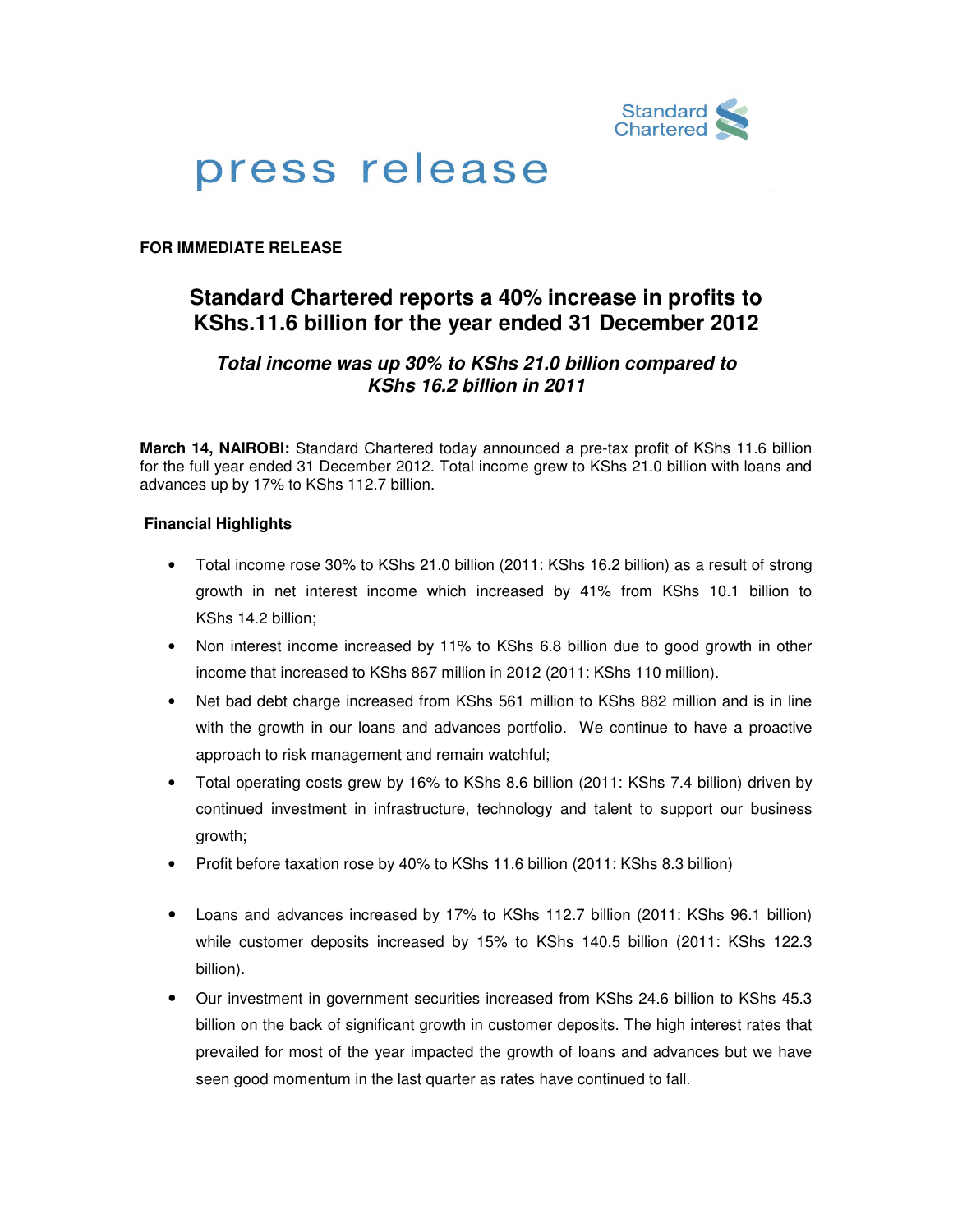# press release

**FOR IMMEDIATE RELEASE**

## Standard Chartered reports a 40% increase in profits to KShs.11.6 billion for the year ended 31 December 2012

### *Total income was up 30% to KShs 21.0 billion compared to KShs 16.2 billion in 2011*

**March 14, NAIROBI:** Standard Chartered today announced a pre-tax profit of KShs 11.6 billion for the full year ended 31 December 2012. Total income grew to KShs 21.0 billion with loans and advances up by 17% to KShs 112.7 billion.

**Financial Highlights**

- Total income rose 30% to KShs 21.0 billion (2011: KShs 16.2 billion) as a result of strong growth in net interest income which increased by 41% from KShs 10.1 billion to KShs 14.2 billion;
- Non interest income increased by 11% to KShs 6.8 billion due to good growth in other income that increased to KShs 867 million in 2012 (2011: KShs 110 million).
- Net bad debt charge increased from KShs 561 million to KShs 882 million and is in line with the growth in our loans and advances portfolio. We continue to have a proactive approach to risk management and remain watchful;
- Total operating costs grew by 16% to KShs 8.6 billion (2011: KShs 7.4 billion) driven by continued investment in infrastructure, technology and talent to support our business growth;
- Profit before taxation rose by 40% to KShs 11.6 billion (2011: KShs 8.3 billion)
- Loans and advances increased by 17% to KShs 112.7 billion (2011: KShs 96.1 billion) while customer deposits increased by 15% to KShs 140.5 billion (2011: KShs 122.3 billion).
- Our investment in government securities increased from KShs 24.6 billion to KShs 45.3 billion on the back of significant growth in customer deposits. The high interest rates that prevailed for most of the year impacted the growth of loans and advances but we have seen good momentum in the last quarter as rates have continued to fall.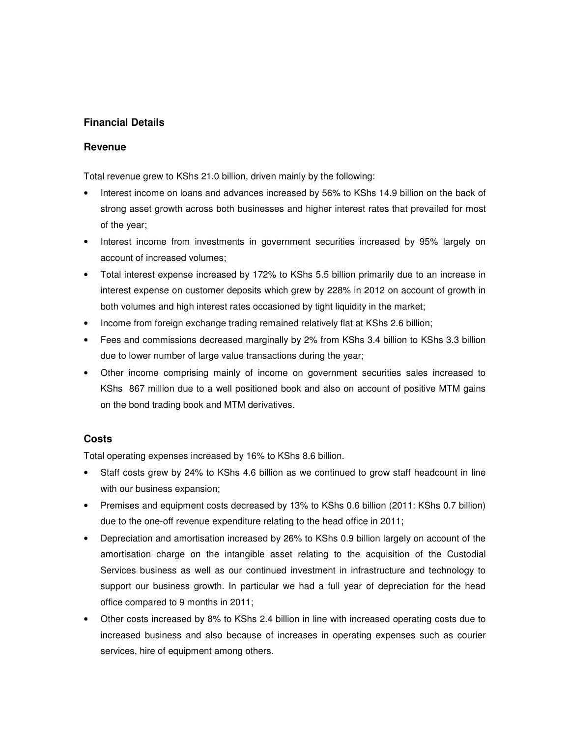## Financial Details

### Revenue

Total revenue grew to KShs 21.0 billion, driven mainly by the following:

- Interest income on loans and advances increased by 56% to KShs 14.9 billion on the back of strong asset growth across both businesses and higher interest rates that prevailed for most of the year;
- Interest income from investments in government securities increased by 95% largely on account of increased volumes;
- Total interest expense increased by 172% to KShs 5.5 billion primarily due to an increase in interest expense on customer deposits which grew by 228% in 2012 on account of growth in both volumes and high interest rates occasioned by tight liquidity in the market;
- Income from foreign exchange trading remained relatively flat at KShs 2.6 billion;
- Fees and commissions decreased marginally by 2% from KShs 3.4 billion to KShs 3.3 billion due to lower number of large value transactions during the year;
- Other income comprising mainly of income on government securities sales increased to KShs 867 million due to a well positioned book and also on account of positive MTM gains on the bond trading book and MTM derivatives.

### Costs

Total operating expenses increased by 16% to KShs 8.6 billion.

- Staff costs grew by 24% to KShs 4.6 billion as we continued to grow staff headcount in line with our business expansion;
- Premises and equipment costs decreased by 13% to KShs 0.6 billion (2011: KShs 0.7 billion) due to the one-off revenue expenditure relating to the head office in 2011;
- Depreciation and amortisation increased by 26% to KShs 0.9 billion largely on account of the amortisation charge on the intangible asset relating to the acquisition of the Custodial Services business as well as our continued investment in infrastructure and technology to support our business growth. In particular we had a full year of depreciation for the head office compared to 9 months in 2011;
- Other costs increased by 8% to KShs 2.4 billion in line with increased operating costs due to increased business and also because of increases in operating expenses such as courier services, hire of equipment among others.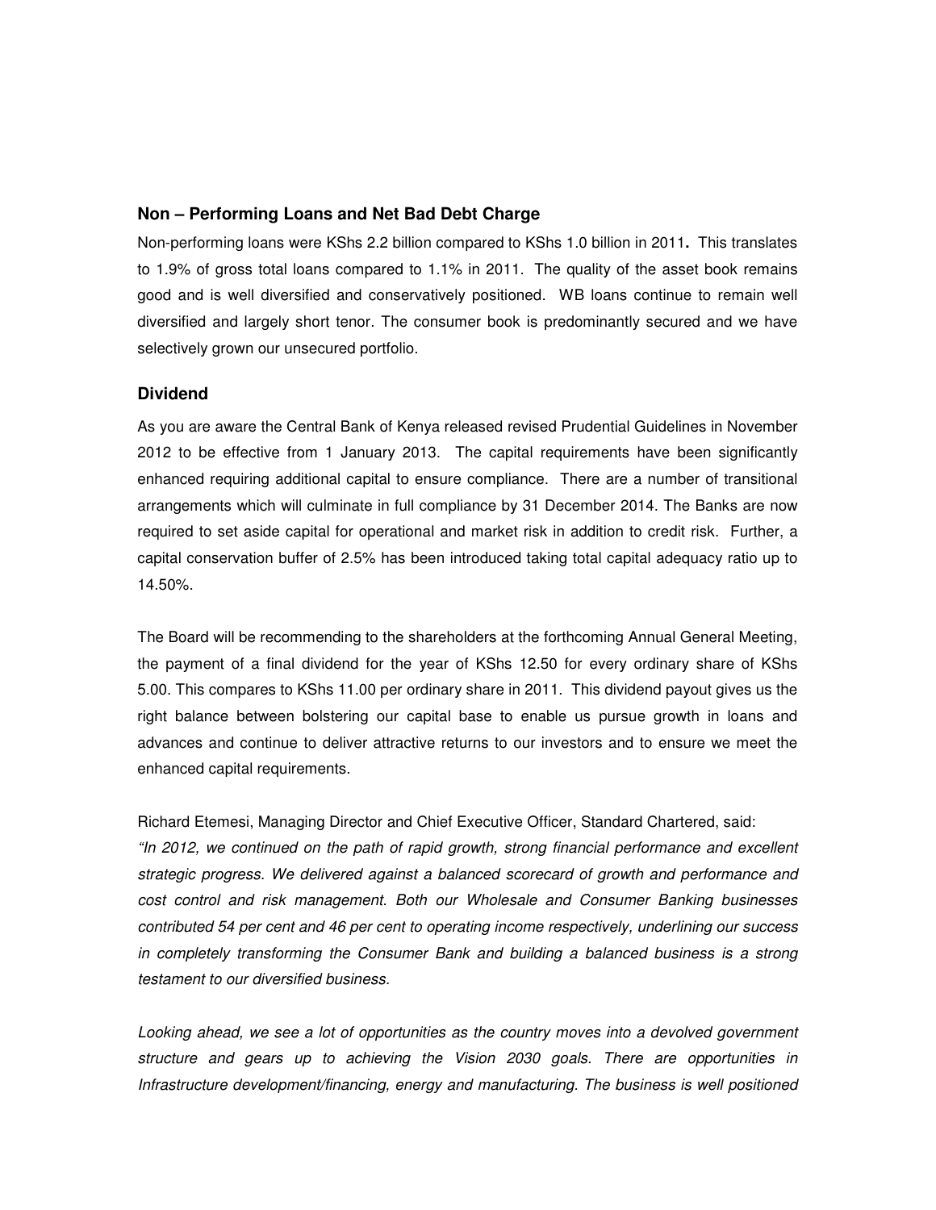### Non – Performing Loans and Net Bad Debt Charge

Non-performing loans were KShs 2.2 billion compared to KShs 1.0 billion in 2011**.** This translates to 1.9% of gross total loans compared to 1.1% in 2011. The quality of the asset book remains good and is well diversified and conservatively positioned. WB loans continue to remain well diversified and largely short tenor. The consumer book is predominantly secured and we have selectively grown our unsecured portfolio.

### Dividend

As you are aware the Central Bank of Kenya released revised Prudential Guidelines in November 2012 to be effective from 1 January 2013. The capital requirements have been significantly enhanced requiring additional capital to ensure compliance. There are a number of transitional arrangements which will culminate in full compliance by 31 December 2014. The Banks are now required to set aside capital for operational and market risk in addition to credit risk. Further, a capital conservation buffer of 2.5% has been introduced taking total capital adequacy ratio up to 14.50%.

The Board will be recommending to the shareholders at the forthcoming Annual General Meeting, the payment of a final dividend for the year of KShs 12.50 for every ordinary share of KShs 5.00. This compares to KShs 11.00 per ordinary share in 2011. This dividend payout gives us the right balance between bolstering our capital base to enable us pursue growth in loans and advances and continue to deliver attractive returns to our investors and to ensure we meet the enhanced capital requirements.

Richard Etemesi, Managing Director and Chief Executive Officer, Standard Chartered, said:
*"In 2012, we continued on the path of rapid growth, strong financial performance and excellent strategic progress. We delivered against a balanced scorecard of growth and performance and cost control and risk management. Both our Wholesale and Consumer Banking businesses contributed 54 per cent and 46 per cent to operating income respectively, underlining our success in completely transforming the Consumer Bank and building a balanced business is a strong testament to our diversified business.*

*Looking ahead, we see a lot of opportunities as the country moves into a devolved government structure and gears up to achieving the Vision 2030 goals. There are opportunities in Infrastructure development/financing, energy and manufacturing. The business is well positioned*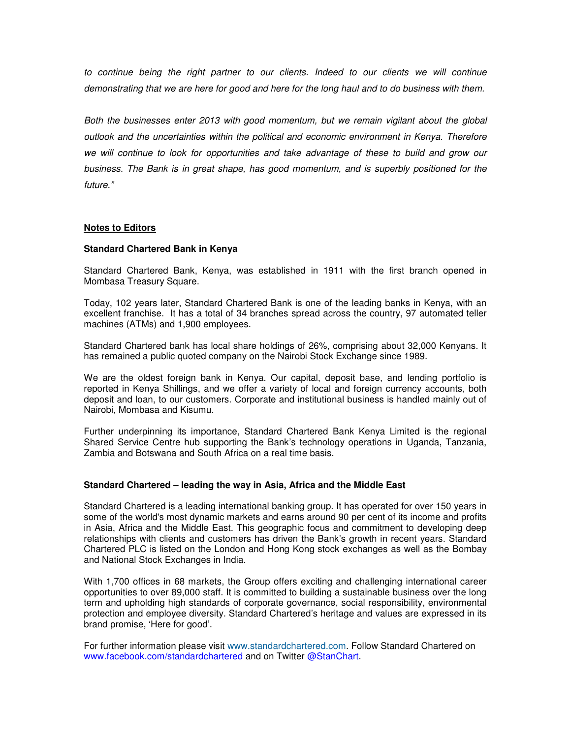*to continue being the right partner to our clients. Indeed to our clients we will continue demonstrating that we are here for good and here for the long haul and to do business with them.*

*Both the businesses enter 2013 with good momentum, but we remain vigilant about the global outlook and the uncertainties within the political and economic environment in Kenya. Therefore we will continue to look for opportunities and take advantage of these to build and grow our business. The Bank is in great shape, has good momentum, and is superbly positioned for the future."*

## Notes to Editors

### Standard Chartered Bank in Kenya

Standard Chartered Bank, Kenya, was established in 1911 with the first branch opened in Mombasa Treasury Square.

Today, 102 years later, Standard Chartered Bank is one of the leading banks in Kenya, with an excellent franchise. It has a total of 34 branches spread across the country, 97 automated teller machines (ATMs) and 1,900 employees.

Standard Chartered bank has local share holdings of 26%, comprising about 32,000 Kenyans. It has remained a public quoted company on the Nairobi Stock Exchange since 1989.

We are the oldest foreign bank in Kenya. Our capital, deposit base, and lending portfolio is reported in Kenya Shillings, and we offer a variety of local and foreign currency accounts, both deposit and loan, to our customers. Corporate and institutional business is handled mainly out of Nairobi, Mombasa and Kisumu.

Further underpinning its importance, Standard Chartered Bank Kenya Limited is the regional Shared Service Centre hub supporting the Bank's technology operations in Uganda, Tanzania, Zambia and Botswana and South Africa on a real time basis.

### Standard Chartered – leading the way in Asia, Africa and the Middle East

Standard Chartered is a leading international banking group. It has operated for over 150 years in some of the world's most dynamic markets and earns around 90 per cent of its income and profits in Asia, Africa and the Middle East. This geographic focus and commitment to developing deep relationships with clients and customers has driven the Bank's growth in recent years. Standard Chartered PLC is listed on the London and Hong Kong stock exchanges as well as the Bombay and National Stock Exchanges in India.

With 1,700 offices in 68 markets, the Group offers exciting and challenging international career opportunities to over 89,000 staff. It is committed to building a sustainable business over the long term and upholding high standards of corporate governance, social responsibility, environmental protection and employee diversity. Standard Chartered's heritage and values are expressed in its brand promise, 'Here for good'.

For further information please visit www.standardchartered.com. Follow Standard Chartered on www.facebook.com/standardchartered and on Twitter @StanChart.